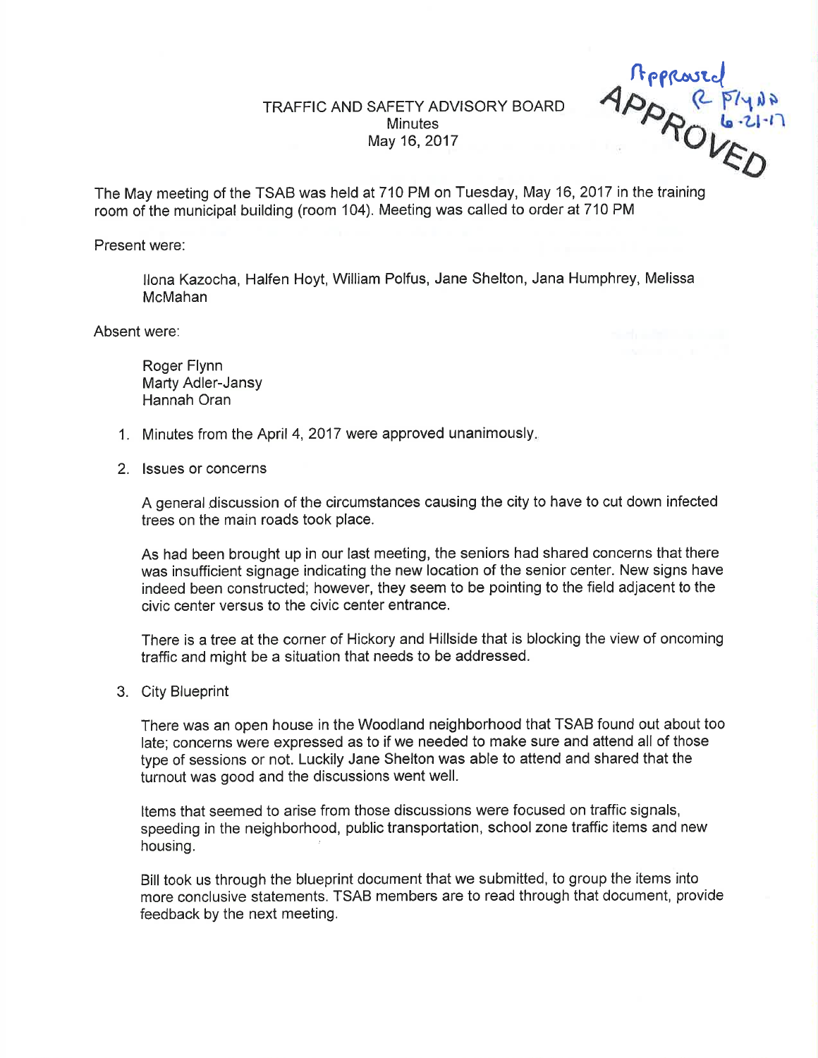Approved
R Flynn
6-21-17

APPROVED

# TRAFFIC AND SAFETY ADVISORY BOARD
## Minutes
## May 16, 2017

The May meeting of the TSAB was held at 710 PM on Tuesday, May 16, 2017 in the training room of the municipal building (room 104). Meeting was called to order at 710 PM

Present were:

Ilona Kazocha, Halfen Hoyt, William Polfus, Jane Shelton, Jana Humphrey, Melissa McMahan

Absent were:

Roger Flynn
Marty Adler-Jansy
Hannah Oran

1. Minutes from the April 4, 2017 were approved unanimously.

2. Issues or concerns

   A general discussion of the circumstances causing the city to have to cut down infected trees on the main roads took place.

   As had been brought up in our last meeting, the seniors had shared concerns that there was insufficient signage indicating the new location of the senior center. New signs have indeed been constructed; however, they seem to be pointing to the field adjacent to the civic center versus to the civic center entrance.

   There is a tree at the corner of Hickory and Hillside that is blocking the view of oncoming traffic and might be a situation that needs to be addressed.

3. City Blueprint

   There was an open house in the Woodland neighborhood that TSAB found out about too late; concerns were expressed as to if we needed to make sure and attend all of those type of sessions or not. Luckily Jane Shelton was able to attend and shared that the turnout was good and the discussions went well.

   Items that seemed to arise from those discussions were focused on traffic signals, speeding in the neighborhood, public transportation, school zone traffic items and new housing.

   Bill took us through the blueprint document that we submitted, to group the items into more conclusive statements. TSAB members are to read through that document, provide feedback by the next meeting.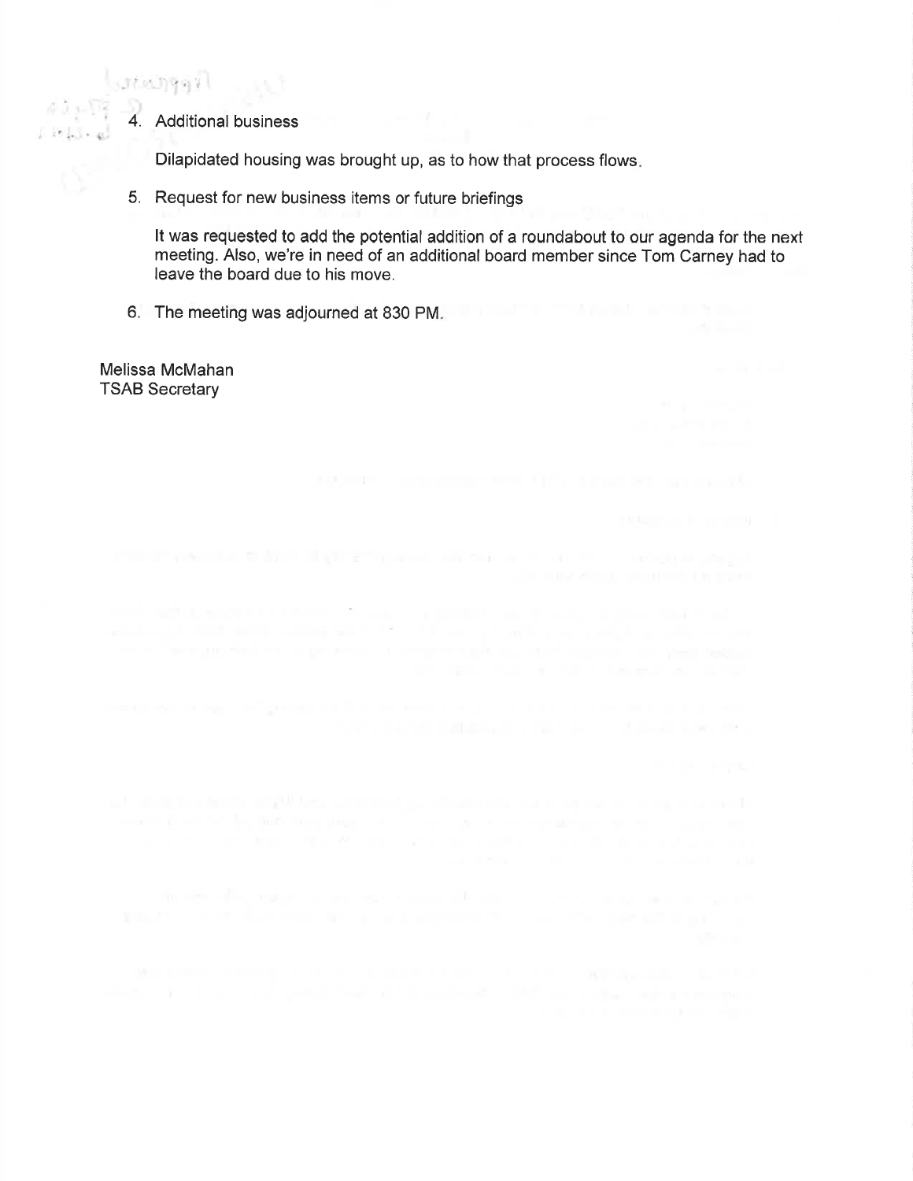4. Additional business

   Dilapidated housing was brought up, as to how that process flows.

5. Request for new business items or future briefings

   It was requested to add the potential addition of a roundabout to our agenda for the next meeting. Also, we're in need of an additional board member since Tom Carney had to leave the board due to his move.

6. The meeting was adjourned at 830 PM.

Melissa McMahan
TSAB Secretary